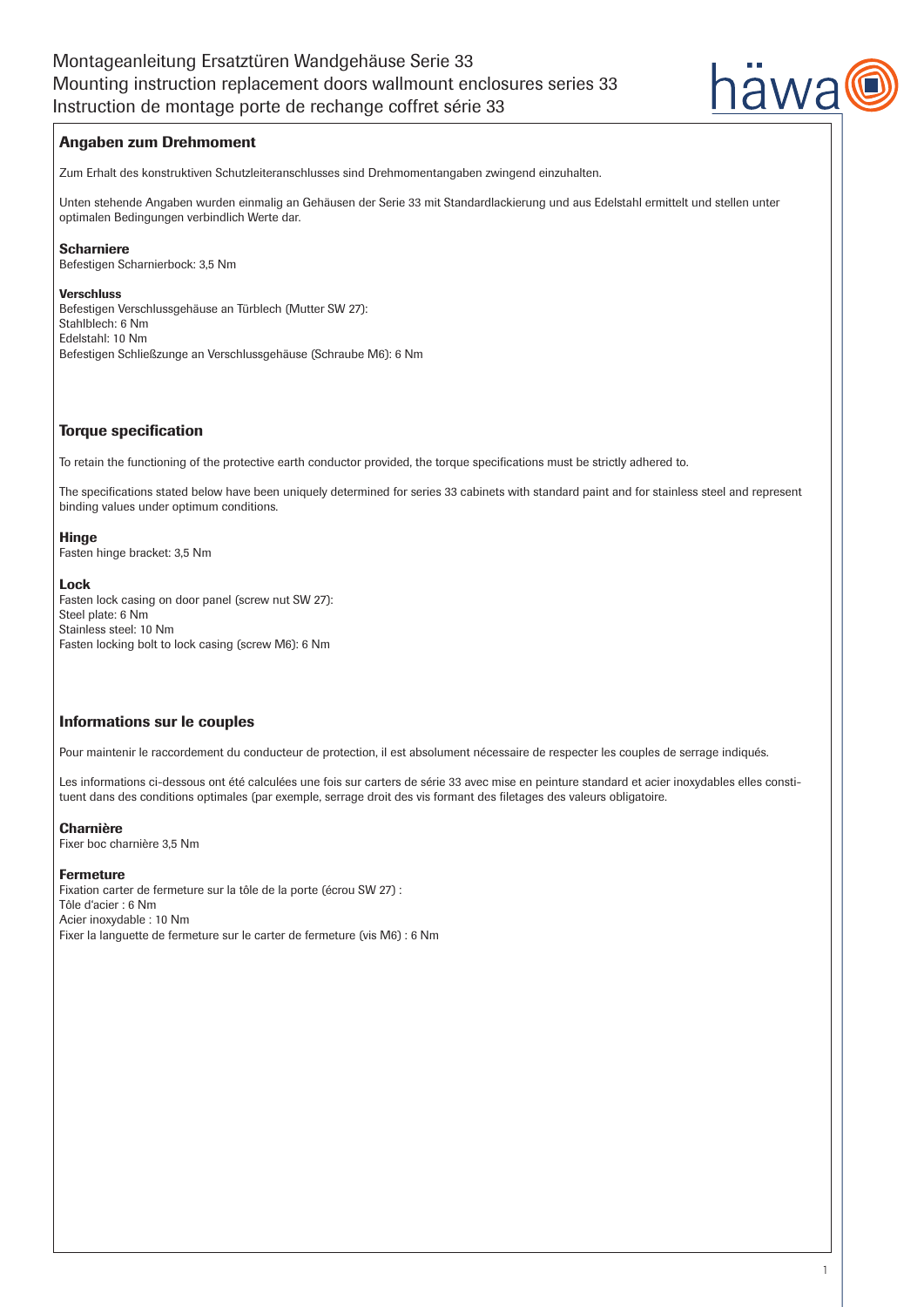# Montageanleitung Ersatztüren Wandgehäuse Serie 33
# Mounting instruction replacement doors wallmount enclosures series 33
# Instruction de montage porte de rechange coffret série 33

## Angaben zum Drehmoment

Zum Erhalt des konstruktiven Schutzleiteranschlusses sind Drehmomentangaben zwingend einzuhalten.

Unten stehende Angaben wurden einmalig an Gehäusen der Serie 33 mit Standardlackierung und aus Edelstahl ermittelt und stellen unter optimalen Bedingungen verbindlich Werte dar.

### Scharniere

Befestigen Scharnierbock: 3,5 Nm

### Verschluss

Befestigen Verschlussgehäuse an Türblech (Mutter SW 27):
Stahlblech: 6 Nm
Edelstahl: 10 Nm
Befestigen Schließzunge an Verschlussgehäuse (Schraube M6): 6 Nm

## Torque specification

To retain the functioning of the protective earth conductor provided, the torque specifications must be strictly adhered to.

The specifications stated below have been uniquely determined for series 33 cabinets with standard paint and for stainless steel and represent binding values under optimum conditions.

### Hinge

Fasten hinge bracket: 3,5 Nm

### Lock

Fasten lock casing on door panel (screw nut SW 27):
Steel plate: 6 Nm
Stainless steel: 10 Nm
Fasten locking bolt to lock casing (screw M6): 6 Nm

## Informations sur le couples

Pour maintenir le raccordement du conducteur de protection, il est absolument nécessaire de respecter les couples de serrage indiqués.

Les informations ci-dessous ont été calculées une fois sur carters de série 33 avec mise en peinture standard et acier inoxydables elles constituent dans des conditions optimales (par exemple, serrage droit des vis formant des filetages des valeurs obligatoire.

### Charnière

Fixer boc charnière 3,5 Nm

### Fermeture

Fixation carter de fermeture sur la tôle de la porte (écrou SW 27) :
Tôle d'acier : 6 Nm
Acier inoxydable : 10 Nm
Fixer la languette de fermeture sur le carter de fermeture (vis M6) : 6 Nm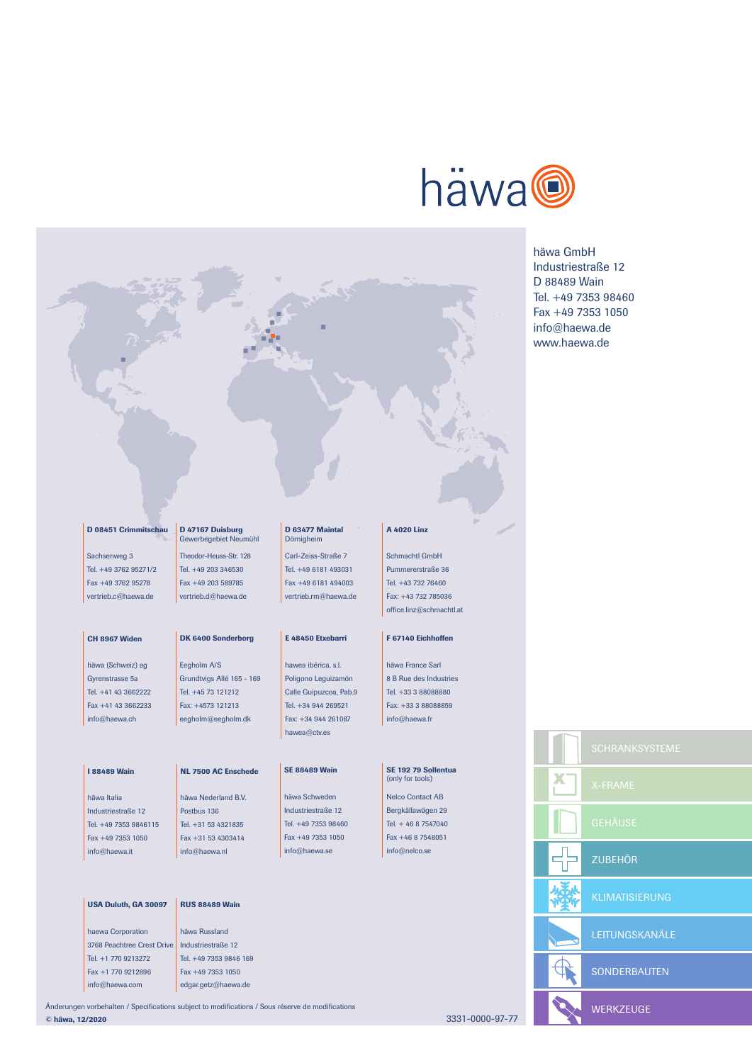häwa

häwa GmbH
Industriestraße 12
D 88489 Wain
Tel. +49 7353 98460
Fax +49 7353 1050
info@haewa.de
www.haewa.de

**D 08451 Crimmitschau**

Sachsenweg 3
Tel. +49 3762 95271/2
Fax +49 3762 95278
vertrieb.c@haewa.de

**D 47167 Duisburg**
Gewerbegebiet Neumühl

Theodor-Heuss-Str. 128
Tel. +49 203 346530
Fax +49 203 589785
vertrieb.d@haewa.de

**D 63477 Maintal**
Dörnigheim

Carl-Zeiss-Straße 7
Tel. +49 6181 493031
Fax +49 6181 494003
vertrieb.rm@haewa.de

**A 4020 Linz**

Schmachtl GmbH
Pummererstraße 36
Tel. +43 732 76460
Fax: +43 732 785036
office.linz@schmachtl.at

**CH 8967 Widen**

häwa (Schweiz) ag
Gyrenstrasse 5a
Tel. +41 43 3662222
Fax +41 43 3662233
info@haewa.ch

**DK 6400 Sonderborg**

Eegholm A/S
Grundtvigs Allé 165 - 169
Tel. +45 73 121212
Fax: +4573 121213
eegholm@eegholm.dk

**E 48450 Etxebarri**

hawea ibérica, s.l.
Poligono Leguizamón
Calle Guipuzcoa, Pab.9
Tel. +34 944 269521
Fax: +34 944 261087
hawea@ctv.es

**F 67140 Eichhoffen**

häwa France Sarl
8 B Rue des Industries
Tel. +33 3 88088880
Fax: +33 3 88088859
info@haewa.fr

**I 88489 Wain**

häwa Italia
Industriestraße 12
Tel. +49 7353 9846115
Fax +49 7353 1050
info@haewa.it

**NL 7500 AC Enschede**

häwa Nederland B.V.
Postbus 136
Tel. +31 53 4321835
Fax +31 53 4303414
info@haewa.nl

**SE 88489 Wain**

häwa Schweden
Industriestraße 12
Tel. +49 7353 98460
Fax +49 7353 1050
info@haewa.se

**SE 192 79 Sollentua**
(only for tools)

Nelco Contact AB
Bergkällawägen 29
Tel. + 46 8 7547040
Fax +46 8 7548051
info@nelco.se

**USA Duluth, GA 30097**

haewa Corporation
3768 Peachtree Crest Drive
Tel. +1 770 9213272
Fax +1 770 9212896
info@haewa.com

**RUS 88489 Wain**

häwa Russland
Industriestraße 12
Tel. +49 7353 9846 169
Fax +49 7353 1050
edgar.getz@haewa.de

SCHRANKSYSTEME
X-FRAME
GEHÄUSE
ZUBEHÖR
KLIMATISIERUNG
LEITUNGSKANÄLE
SONDERBAUTEN
WERKZEUGE

Änderungen vorbehalten / Specifications subject to modifications / Sous réserve de modifications
**© häwa, 12/2020**

3331-0000-97-77